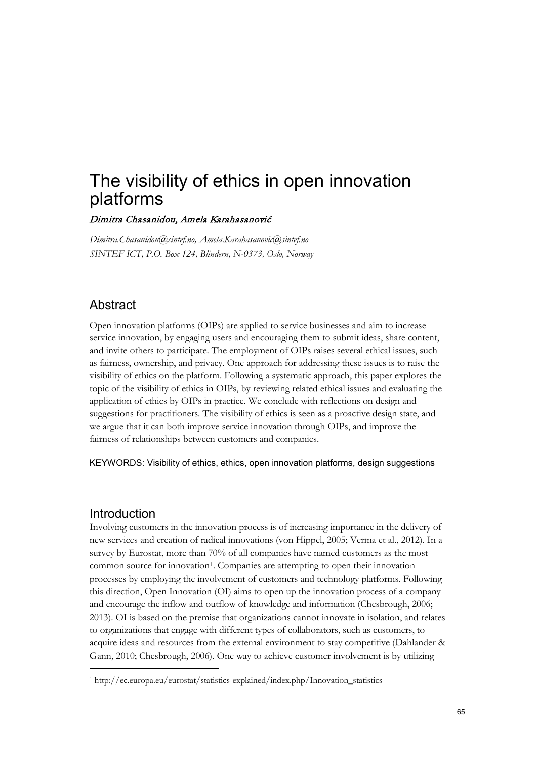# The visibility of ethics in open innovation platforms

*Dimitra Chasanidou, Amela Karahasanović*

*Dimitra.Chasanidou@sintef.no, Amela.Karahasanovic@sintef.no*
*SINTEF ICT, P.O. Box 124, Blindern, N-0373, Oslo, Norway*

## Abstract

Open innovation platforms (OIPs) are applied to service businesses and aim to increase service innovation, by engaging users and encouraging them to submit ideas, share content, and invite others to participate. The employment of OIPs raises several ethical issues, such as fairness, ownership, and privacy. One approach for addressing these issues is to raise the visibility of ethics on the platform. Following a systematic approach, this paper explores the topic of the visibility of ethics in OIPs, by reviewing related ethical issues and evaluating the application of ethics by OIPs in practice. We conclude with reflections on design and suggestions for practitioners. The visibility of ethics is seen as a proactive design state, and we argue that it can both improve service innovation through OIPs, and improve the fairness of relationships between customers and companies.

KEYWORDS: Visibility of ethics, ethics, open innovation platforms, design suggestions

## Introduction

Involving customers in the innovation process is of increasing importance in the delivery of new services and creation of radical innovations (von Hippel, 2005; Verma et al., 2012). In a survey by Eurostat, more than 70% of all companies have named customers as the most common source for innovation[1]. Companies are attempting to open their innovation processes by employing the involvement of customers and technology platforms. Following this direction, Open Innovation (OI) aims to open up the innovation process of a company and encourage the inflow and outflow of knowledge and information (Chesbrough, 2006; 2013). OI is based on the premise that organizations cannot innovate in isolation, and relates to organizations that engage with different types of collaborators, such as customers, to acquire ideas and resources from the external environment to stay competitive (Dahlander & Gann, 2010; Chesbrough, 2006). One way to achieve customer involvement is by utilizing

[1] http://ec.europa.eu/eurostat/statistics-explained/index.php/Innovation_statistics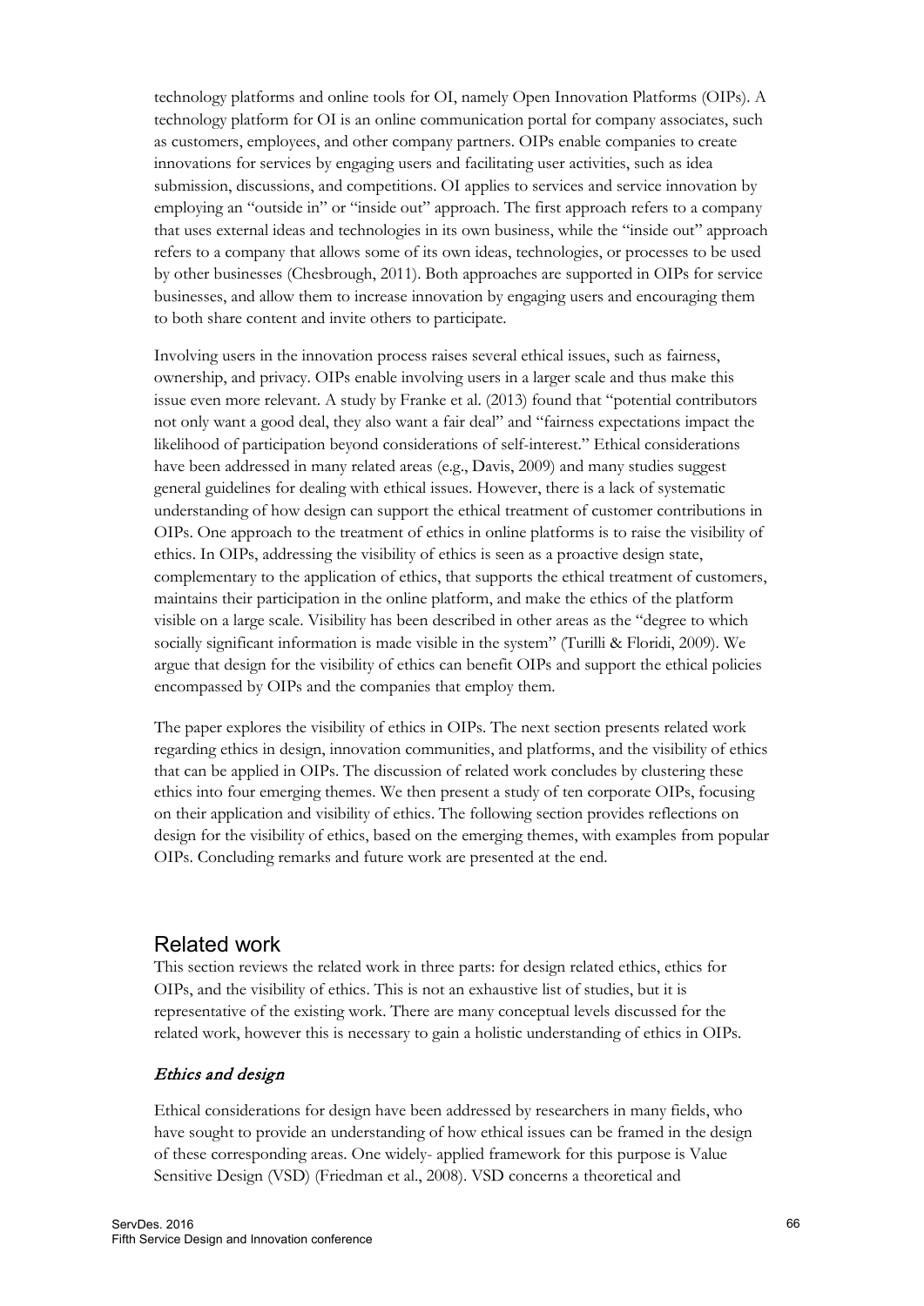technology platforms and online tools for OI, namely Open Innovation Platforms (OIPs). A technology platform for OI is an online communication portal for company associates, such as customers, employees, and other company partners. OIPs enable companies to create innovations for services by engaging users and facilitating user activities, such as idea submission, discussions, and competitions. OI applies to services and service innovation by employing an "outside in" or "inside out" approach. The first approach refers to a company that uses external ideas and technologies in its own business, while the "inside out" approach refers to a company that allows some of its own ideas, technologies, or processes to be used by other businesses (Chesbrough, 2011). Both approaches are supported in OIPs for service businesses, and allow them to increase innovation by engaging users and encouraging them to both share content and invite others to participate.

Involving users in the innovation process raises several ethical issues, such as fairness, ownership, and privacy. OIPs enable involving users in a larger scale and thus make this issue even more relevant. A study by Franke et al. (2013) found that "potential contributors not only want a good deal, they also want a fair deal" and "fairness expectations impact the likelihood of participation beyond considerations of self-interest." Ethical considerations have been addressed in many related areas (e.g., Davis, 2009) and many studies suggest general guidelines for dealing with ethical issues. However, there is a lack of systematic understanding of how design can support the ethical treatment of customer contributions in OIPs. One approach to the treatment of ethics in online platforms is to raise the visibility of ethics. In OIPs, addressing the visibility of ethics is seen as a proactive design state, complementary to the application of ethics, that supports the ethical treatment of customers, maintains their participation in the online platform, and make the ethics of the platform visible on a large scale. Visibility has been described in other areas as the "degree to which socially significant information is made visible in the system" (Turilli & Floridi, 2009). We argue that design for the visibility of ethics can benefit OIPs and support the ethical policies encompassed by OIPs and the companies that employ them.

The paper explores the visibility of ethics in OIPs. The next section presents related work regarding ethics in design, innovation communities, and platforms, and the visibility of ethics that can be applied in OIPs. The discussion of related work concludes by clustering these ethics into four emerging themes. We then present a study of ten corporate OIPs, focusing on their application and visibility of ethics. The following section provides reflections on design for the visibility of ethics, based on the emerging themes, with examples from popular OIPs. Concluding remarks and future work are presented at the end.

## Related work

This section reviews the related work in three parts: for design related ethics, ethics for OIPs, and the visibility of ethics. This is not an exhaustive list of studies, but it is representative of the existing work. There are many conceptual levels discussed for the related work, however this is necessary to gain a holistic understanding of ethics in OIPs.

### *Ethics and design*

Ethical considerations for design have been addressed by researchers in many fields, who have sought to provide an understanding of how ethical issues can be framed in the design of these corresponding areas. One widely- applied framework for this purpose is Value Sensitive Design (VSD) (Friedman et al., 2008). VSD concerns a theoretical and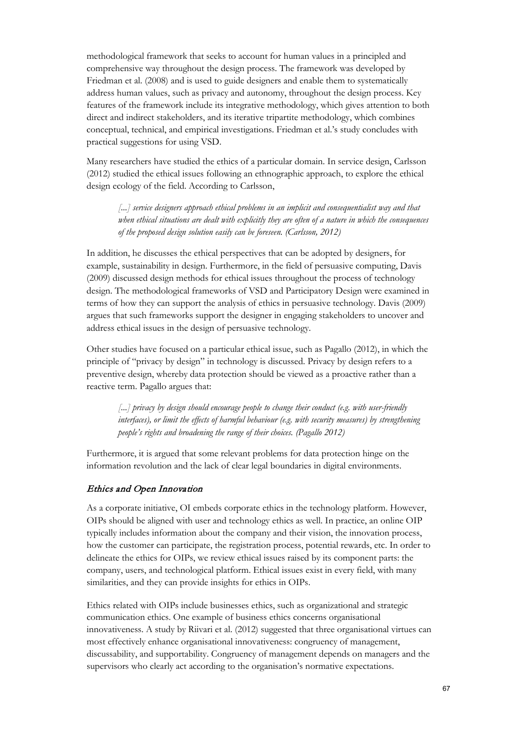methodological framework that seeks to account for human values in a principled and comprehensive way throughout the design process. The framework was developed by Friedman et al. (2008) and is used to guide designers and enable them to systematically address human values, such as privacy and autonomy, throughout the design process. Key features of the framework include its integrative methodology, which gives attention to both direct and indirect stakeholders, and its iterative tripartite methodology, which combines conceptual, technical, and empirical investigations. Friedman et al.'s study concludes with practical suggestions for using VSD.

Many researchers have studied the ethics of a particular domain. In service design, Carlsson (2012) studied the ethical issues following an ethnographic approach, to explore the ethical design ecology of the field. According to Carlsson,

> *[...] service designers approach ethical problems in an implicit and consequentialist way and that when ethical situations are dealt with explicitly they are often of a nature in which the consequences of the proposed design solution easily can be foreseen. (Carlsson, 2012)*

In addition, he discusses the ethical perspectives that can be adopted by designers, for example, sustainability in design. Furthermore, in the field of persuasive computing, Davis (2009) discussed design methods for ethical issues throughout the process of technology design. The methodological frameworks of VSD and Participatory Design were examined in terms of how they can support the analysis of ethics in persuasive technology. Davis (2009) argues that such frameworks support the designer in engaging stakeholders to uncover and address ethical issues in the design of persuasive technology.

Other studies have focused on a particular ethical issue, such as Pagallo (2012), in which the principle of "privacy by design" in technology is discussed. Privacy by design refers to a preventive design, whereby data protection should be viewed as a proactive rather than a reactive term. Pagallo argues that:

> *[...] privacy by design should encourage people to change their conduct (e.g. with user-friendly interfaces), or limit the effects of harmful behaviour (e.g. with security measures) by strengthening people's rights and broadening the range of their choices. (Pagallo 2012)*

Furthermore, it is argued that some relevant problems for data protection hinge on the information revolution and the lack of clear legal boundaries in digital environments.

### *Ethics and Open Innovation*

As a corporate initiative, OI embeds corporate ethics in the technology platform. However, OIPs should be aligned with user and technology ethics as well. In practice, an online OIP typically includes information about the company and their vision, the innovation process, how the customer can participate, the registration process, potential rewards, etc. In order to delineate the ethics for OIPs, we review ethical issues raised by its component parts: the company, users, and technological platform. Ethical issues exist in every field, with many similarities, and they can provide insights for ethics in OIPs.

Ethics related with OIPs include businesses ethics, such as organizational and strategic communication ethics. One example of business ethics concerns organisational innovativeness. A study by Riivari et al. (2012) suggested that three organisational virtues can most effectively enhance organisational innovativeness: congruency of management, discussability, and supportability. Congruency of management depends on managers and the supervisors who clearly act according to the organisation's normative expectations.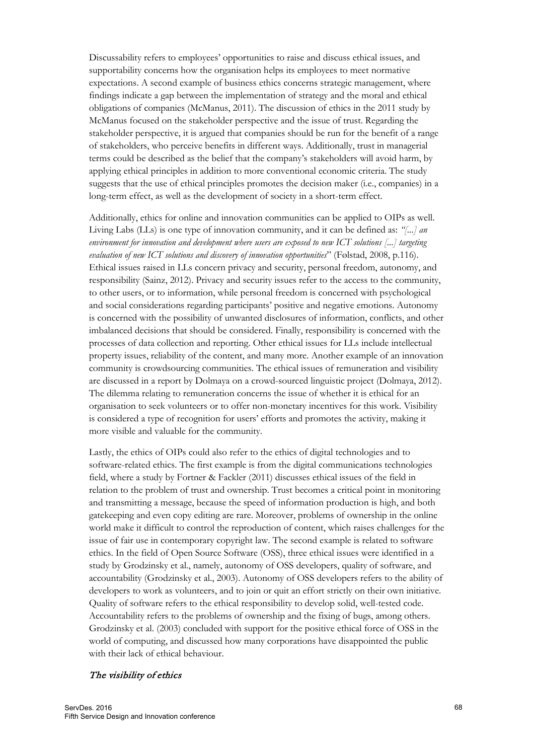Discussability refers to employees' opportunities to raise and discuss ethical issues, and supportability concerns how the organisation helps its employees to meet normative expectations. A second example of business ethics concerns strategic management, where findings indicate a gap between the implementation of strategy and the moral and ethical obligations of companies (McManus, 2011). The discussion of ethics in the 2011 study by McManus focused on the stakeholder perspective and the issue of trust. Regarding the stakeholder perspective, it is argued that companies should be run for the benefit of a range of stakeholders, who perceive benefits in different ways. Additionally, trust in managerial terms could be described as the belief that the company's stakeholders will avoid harm, by applying ethical principles in addition to more conventional economic criteria. The study suggests that the use of ethical principles promotes the decision maker (i.e., companies) in a long-term effect, as well as the development of society in a short-term effect.

Additionally, ethics for online and innovation communities can be applied to OIPs as well. Living Labs (LLs) is one type of innovation community, and it can be defined as: *"[...] an environment for innovation and development where users are exposed to new ICT solutions [...] targeting evaluation of new ICT solutions and discovery of innovation opportunities*" (Følstad, 2008, p.116). Ethical issues raised in LLs concern privacy and security, personal freedom, autonomy, and responsibility (Sainz, 2012). Privacy and security issues refer to the access to the community, to other users, or to information, while personal freedom is concerned with psychological and social considerations regarding participants' positive and negative emotions. Autonomy is concerned with the possibility of unwanted disclosures of information, conflicts, and other imbalanced decisions that should be considered. Finally, responsibility is concerned with the processes of data collection and reporting. Other ethical issues for LLs include intellectual property issues, reliability of the content, and many more. Another example of an innovation community is crowdsourcing communities. The ethical issues of remuneration and visibility are discussed in a report by Dolmaya on a crowd-sourced linguistic project (Dolmaya, 2012). The dilemma relating to remuneration concerns the issue of whether it is ethical for an organisation to seek volunteers or to offer non-monetary incentives for this work. Visibility is considered a type of recognition for users' efforts and promotes the activity, making it more visible and valuable for the community.

Lastly, the ethics of OIPs could also refer to the ethics of digital technologies and to software-related ethics. The first example is from the digital communications technologies field, where a study by Fortner & Fackler (2011) discusses ethical issues of the field in relation to the problem of trust and ownership. Trust becomes a critical point in monitoring and transmitting a message, because the speed of information production is high, and both gatekeeping and even copy editing are rare. Moreover, problems of ownership in the online world make it difficult to control the reproduction of content, which raises challenges for the issue of fair use in contemporary copyright law. The second example is related to software ethics. In the field of Open Source Software (OSS), three ethical issues were identified in a study by Grodzinsky et al., namely, autonomy of OSS developers, quality of software, and accountability (Grodzinsky et al., 2003). Autonomy of OSS developers refers to the ability of developers to work as volunteers, and to join or quit an effort strictly on their own initiative. Quality of software refers to the ethical responsibility to develop solid, well-tested code. Accountability refers to the problems of ownership and the fixing of bugs, among others. Grodzinsky et al. (2003) concluded with support for the positive ethical force of OSS in the world of computing, and discussed how many corporations have disappointed the public with their lack of ethical behaviour.

### *The visibility of ethics*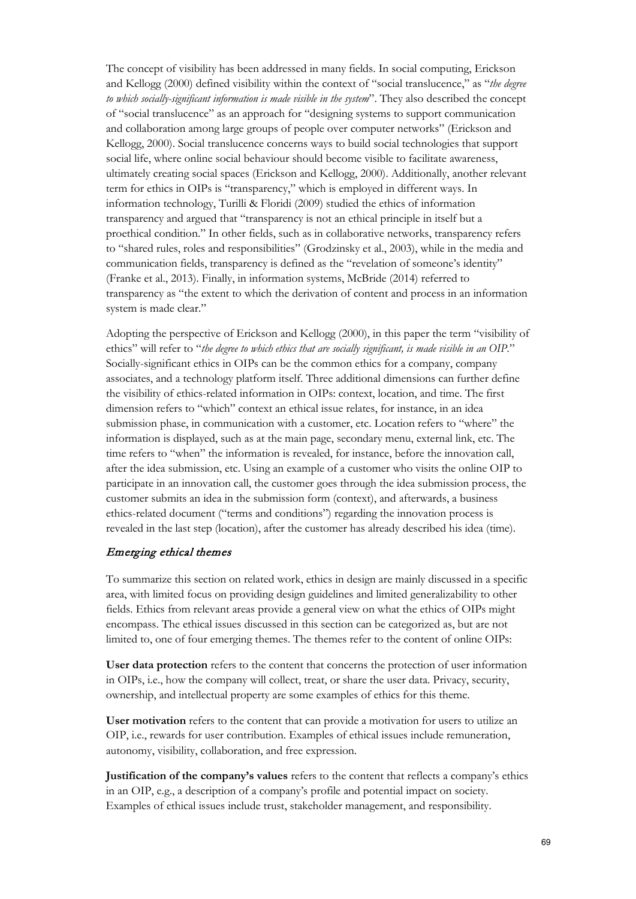The concept of visibility has been addressed in many fields. In social computing, Erickson and Kellogg (2000) defined visibility within the context of "social translucence," as "*the degree to which socially-significant information is made visible in the system*". They also described the concept of "social translucence" as an approach for "designing systems to support communication and collaboration among large groups of people over computer networks" (Erickson and Kellogg, 2000). Social translucence concerns ways to build social technologies that support social life, where online social behaviour should become visible to facilitate awareness, ultimately creating social spaces (Erickson and Kellogg, 2000). Additionally, another relevant term for ethics in OIPs is "transparency," which is employed in different ways. In information technology, Turilli & Floridi (2009) studied the ethics of information transparency and argued that "transparency is not an ethical principle in itself but a proethical condition." In other fields, such as in collaborative networks, transparency refers to "shared rules, roles and responsibilities" (Grodzinsky et al., 2003), while in the media and communication fields, transparency is defined as the "revelation of someone's identity" (Franke et al., 2013). Finally, in information systems, McBride (2014) referred to transparency as "the extent to which the derivation of content and process in an information system is made clear."

Adopting the perspective of Erickson and Kellogg (2000), in this paper the term "visibility of ethics" will refer to "*the degree to which ethics that are socially significant, is made visible in an OIP.*" Socially-significant ethics in OIPs can be the common ethics for a company, company associates, and a technology platform itself. Three additional dimensions can further define the visibility of ethics-related information in OIPs: context, location, and time. The first dimension refers to "which" context an ethical issue relates, for instance, in an idea submission phase, in communication with a customer, etc. Location refers to "where" the information is displayed, such as at the main page, secondary menu, external link, etc. The time refers to "when" the information is revealed, for instance, before the innovation call, after the idea submission, etc. Using an example of a customer who visits the online OIP to participate in an innovation call, the customer goes through the idea submission process, the customer submits an idea in the submission form (context), and afterwards, a business ethics-related document ("terms and conditions") regarding the innovation process is revealed in the last step (location), after the customer has already described his idea (time).

### *Emerging ethical themes*

To summarize this section on related work, ethics in design are mainly discussed in a specific area, with limited focus on providing design guidelines and limited generalizability to other fields. Ethics from relevant areas provide a general view on what the ethics of OIPs might encompass. The ethical issues discussed in this section can be categorized as, but are not limited to, one of four emerging themes. The themes refer to the content of online OIPs:

**User data protection** refers to the content that concerns the protection of user information in OIPs, i.e., how the company will collect, treat, or share the user data. Privacy, security, ownership, and intellectual property are some examples of ethics for this theme.

**User motivation** refers to the content that can provide a motivation for users to utilize an OIP, i.e., rewards for user contribution. Examples of ethical issues include remuneration, autonomy, visibility, collaboration, and free expression.

**Justification of the company's values** refers to the content that reflects a company's ethics in an OIP, e.g., a description of a company's profile and potential impact on society. Examples of ethical issues include trust, stakeholder management, and responsibility.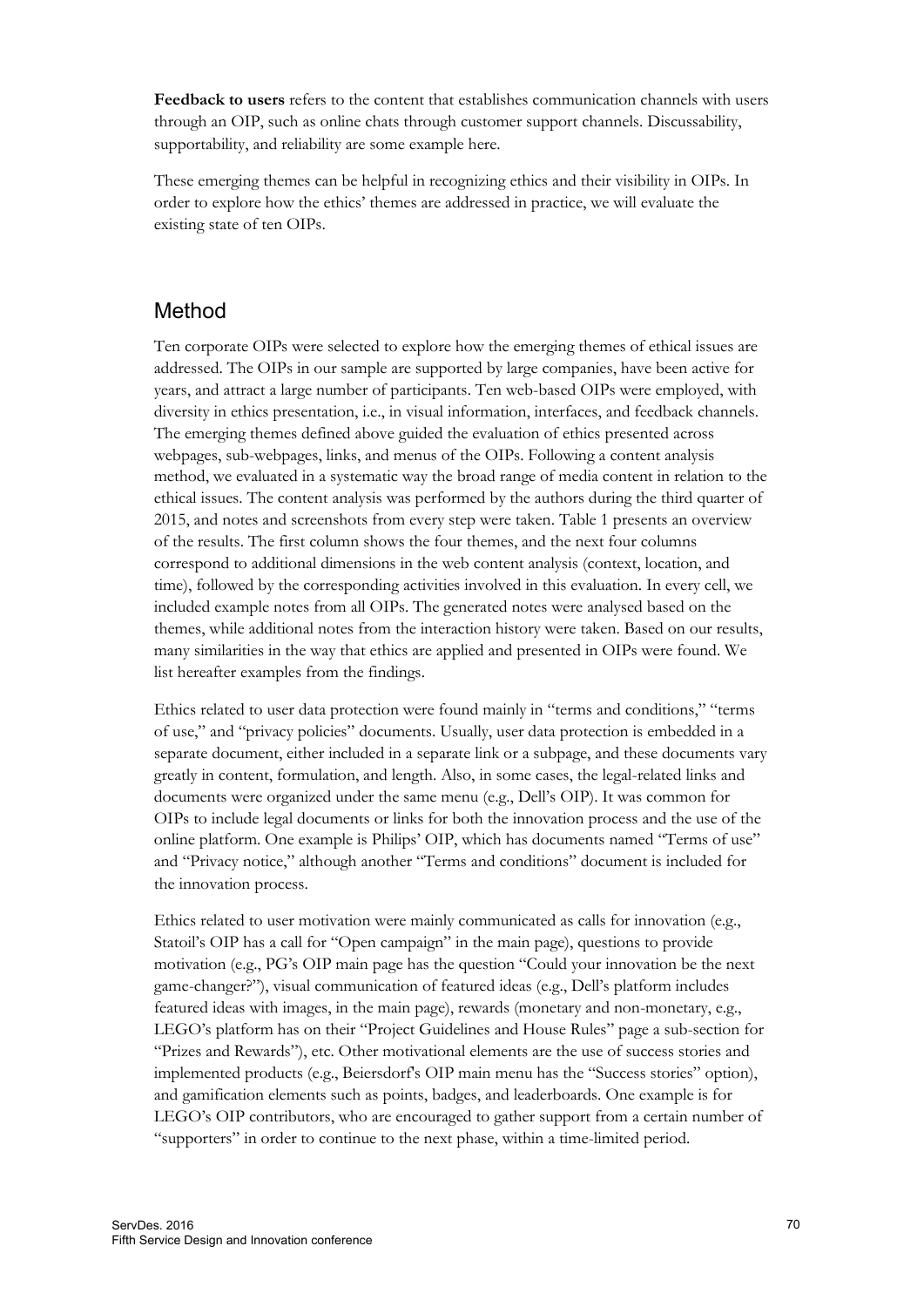**Feedback to users** refers to the content that establishes communication channels with users through an OIP, such as online chats through customer support channels. Discussability, supportability, and reliability are some example here.

These emerging themes can be helpful in recognizing ethics and their visibility in OIPs. In order to explore how the ethics' themes are addressed in practice, we will evaluate the existing state of ten OIPs.

## Method

Ten corporate OIPs were selected to explore how the emerging themes of ethical issues are addressed. The OIPs in our sample are supported by large companies, have been active for years, and attract a large number of participants. Ten web-based OIPs were employed, with diversity in ethics presentation, i.e., in visual information, interfaces, and feedback channels. The emerging themes defined above guided the evaluation of ethics presented across webpages, sub-webpages, links, and menus of the OIPs. Following a content analysis method, we evaluated in a systematic way the broad range of media content in relation to the ethical issues. The content analysis was performed by the authors during the third quarter of 2015, and notes and screenshots from every step were taken. Table 1 presents an overview of the results. The first column shows the four themes, and the next four columns correspond to additional dimensions in the web content analysis (context, location, and time), followed by the corresponding activities involved in this evaluation. In every cell, we included example notes from all OIPs. The generated notes were analysed based on the themes, while additional notes from the interaction history were taken. Based on our results, many similarities in the way that ethics are applied and presented in OIPs were found. We list hereafter examples from the findings.

Ethics related to user data protection were found mainly in "terms and conditions," "terms of use," and "privacy policies" documents. Usually, user data protection is embedded in a separate document, either included in a separate link or a subpage, and these documents vary greatly in content, formulation, and length. Also, in some cases, the legal-related links and documents were organized under the same menu (e.g., Dell's OIP). It was common for OIPs to include legal documents or links for both the innovation process and the use of the online platform. One example is Philips' OIP, which has documents named "Terms of use" and "Privacy notice," although another "Terms and conditions" document is included for the innovation process.

Ethics related to user motivation were mainly communicated as calls for innovation (e.g., Statoil's OIP has a call for "Open campaign" in the main page), questions to provide motivation (e.g., PG's OIP main page has the question "Could your innovation be the next game-changer?"), visual communication of featured ideas (e.g., Dell's platform includes featured ideas with images, in the main page), rewards (monetary and non-monetary, e.g., LEGO's platform has on their "Project Guidelines and House Rules" page a sub-section for "Prizes and Rewards"), etc. Other motivational elements are the use of success stories and implemented products (e.g., Beiersdorf's OIP main menu has the "Success stories" option), and gamification elements such as points, badges, and leaderboards. One example is for LEGO's OIP contributors, who are encouraged to gather support from a certain number of "supporters" in order to continue to the next phase, within a time-limited period.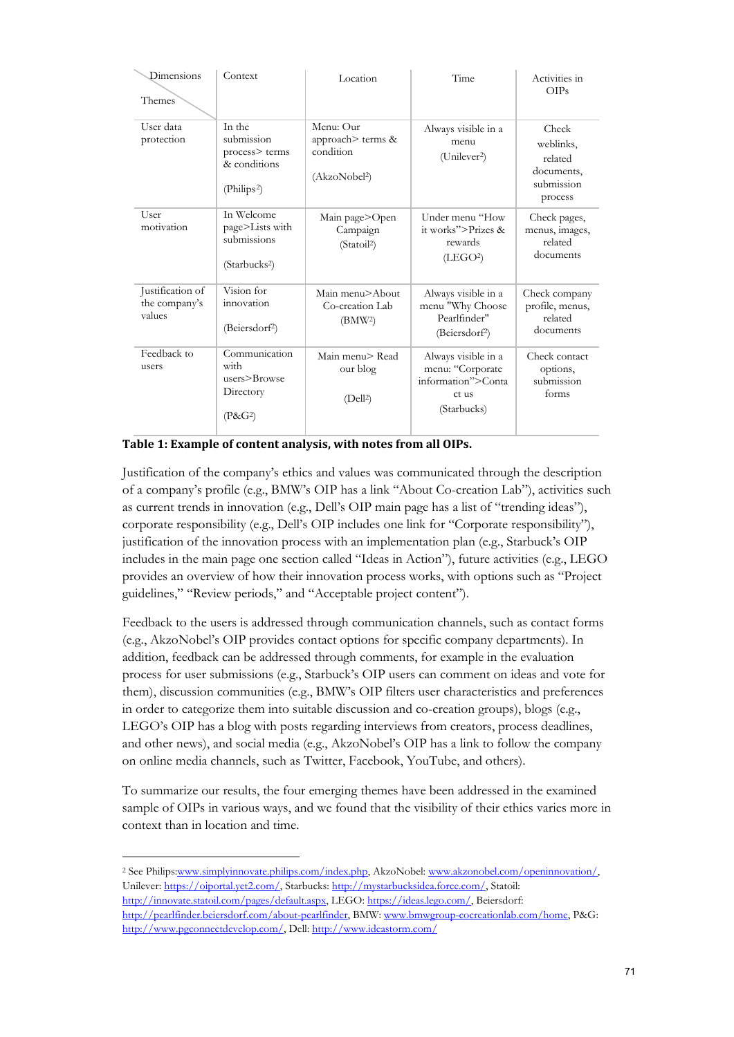| Dimensions / Themes | Context | Location | Time | Activities in OIPs |
|---|---|---|---|---|
| User data protection | In the submission process> terms & conditions (Philips[2]) | Menu: Our approach> terms & condition (AkzoNobel[2]) | Always visible in a menu (Unilever[2]) | Check weblinks, related documents, submission process |
| User motivation | In Welcome page>Lists with submissions (Starbucks[2]) | Main page>Open Campaign (Statoil[2]) | Under menu "How it works">Prizes & rewards (LEGO[2]) | Check pages, menus, images, related documents |
| Justification of the company's values | Vision for innovation (Beiersdorf[2]) | Main menu>About Co-creation Lab (BMW[2]) | Always visible in a menu "Why Choose Pearlfinder" (Beiersdorf[2]) | Check company profile, menus, related documents |
| Feedback to users | Communication with users>Browse Directory (P&G[2]) | Main menu> Read our blog (Dell[2]) | Always visible in a menu: "Corporate information">Contact us (Starbucks) | Check contact options, submission forms |

**Table 1: Example of content analysis, with notes from all OIPs.**

Justification of the company's ethics and values was communicated through the description of a company's profile (e.g., BMW's OIP has a link "About Co-creation Lab"), activities such as current trends in innovation (e.g., Dell's OIP main page has a list of "trending ideas"), corporate responsibility (e.g., Dell's OIP includes one link for "Corporate responsibility"), justification of the innovation process with an implementation plan (e.g., Starbuck's OIP includes in the main page one section called "Ideas in Action"), future activities (e.g., LEGO provides an overview of how their innovation process works, with options such as "Project guidelines," "Review periods," and "Acceptable project content").

Feedback to the users is addressed through communication channels, such as contact forms (e.g., AkzoNobel's OIP provides contact options for specific company departments). In addition, feedback can be addressed through comments, for example in the evaluation process for user submissions (e.g., Starbuck's OIP users can comment on ideas and vote for them), discussion communities (e.g., BMW's OIP filters user characteristics and preferences in order to categorize them into suitable discussion and co-creation groups), blogs (e.g., LEGO's OIP has a blog with posts regarding interviews from creators, process deadlines, and other news), and social media (e.g., AkzoNobel's OIP has a link to follow the company on online media channels, such as Twitter, Facebook, YouTube, and others).

To summarize our results, the four emerging themes have been addressed in the examined sample of OIPs in various ways, and we found that the visibility of their ethics varies more in context than in location and time.

---

[2] See Philips: www.simplyinnovate.philips.com/index.php, AkzoNobel: www.akzonobel.com/openinnovation/, Unilever: https://oiportal.yet2.com/, Starbucks: http://mystarbucksidea.force.com/, Statoil: http://innovate.statoil.com/pages/default.aspx, LEGO: https://ideas.lego.com/, Beiersdorf: http://pearlfinder.beiersdorf.com/about-pearlfinder, BMW: www.bmwgroup-cocreationlab.com/home, P&G: http://www.pgconnectdevelop.com/, Dell: http://www.ideastorm.com/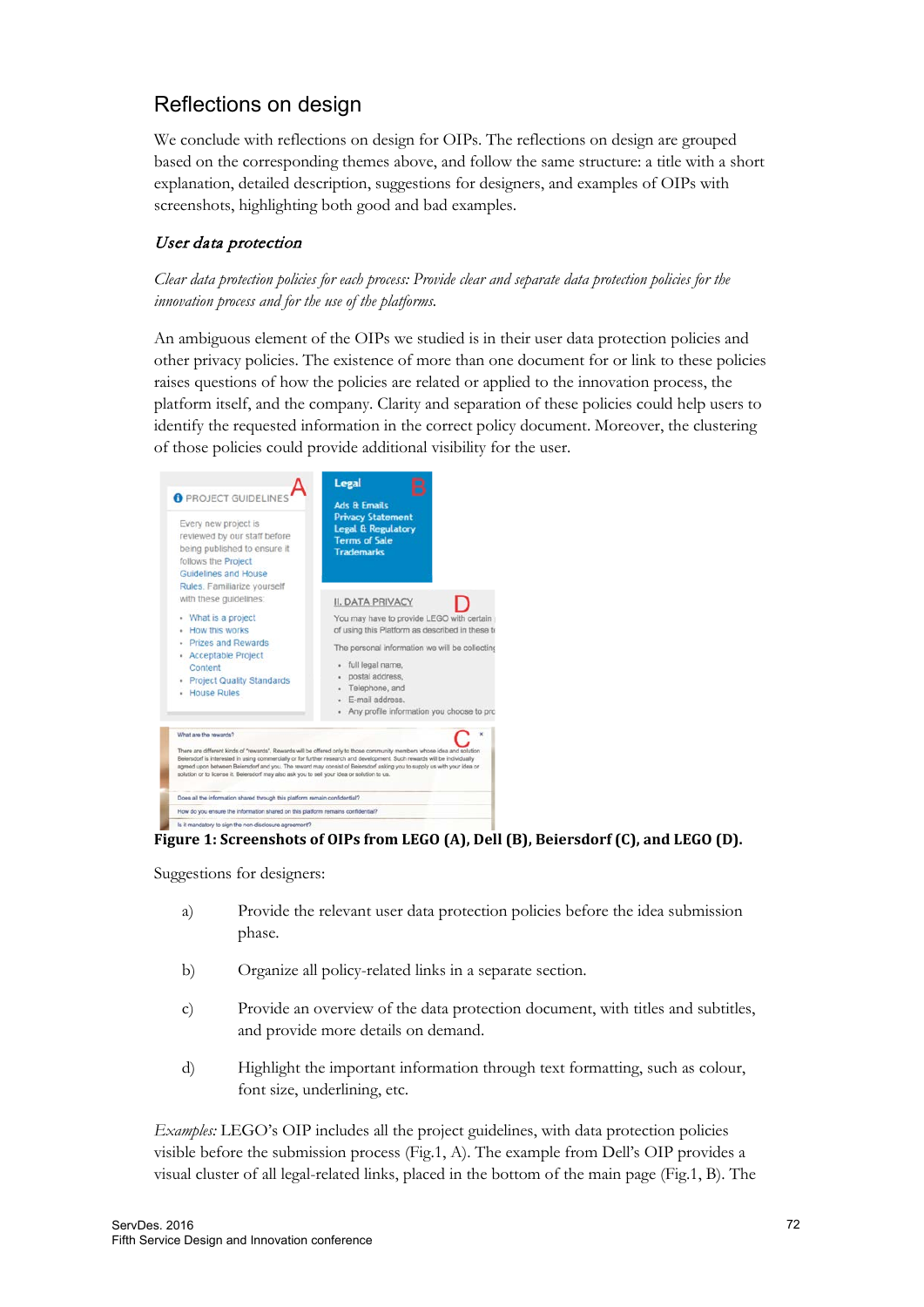## Reflections on design

We conclude with reflections on design for OIPs. The reflections on design are grouped based on the corresponding themes above, and follow the same structure: a title with a short explanation, detailed description, suggestions for designers, and examples of OIPs with screenshots, highlighting both good and bad examples.

### *User data protection*

*Clear data protection policies for each process: Provide clear and separate data protection policies for the innovation process and for the use of the platforms.*

An ambiguous element of the OIPs we studied is in their user data protection policies and other privacy policies. The existence of more than one document for or link to these policies raises questions of how the policies are related or applied to the innovation process, the platform itself, and the company. Clarity and separation of these policies could help users to identify the requested information in the correct policy document. Moreover, the clustering of those policies could provide additional visibility for the user.

**Figure 1: Screenshots of OIPs from LEGO (A), Dell (B), Beiersdorf (C), and LEGO (D).**

Suggestions for designers:

a) Provide the relevant user data protection policies before the idea submission phase.

b) Organize all policy-related links in a separate section.

c) Provide an overview of the data protection document, with titles and subtitles, and provide more details on demand.

d) Highlight the important information through text formatting, such as colour, font size, underlining, etc.

*Examples:* LEGO's OIP includes all the project guidelines, with data protection policies visible before the submission process (Fig.1, A). The example from Dell's OIP provides a visual cluster of all legal-related links, placed in the bottom of the main page (Fig.1, B). The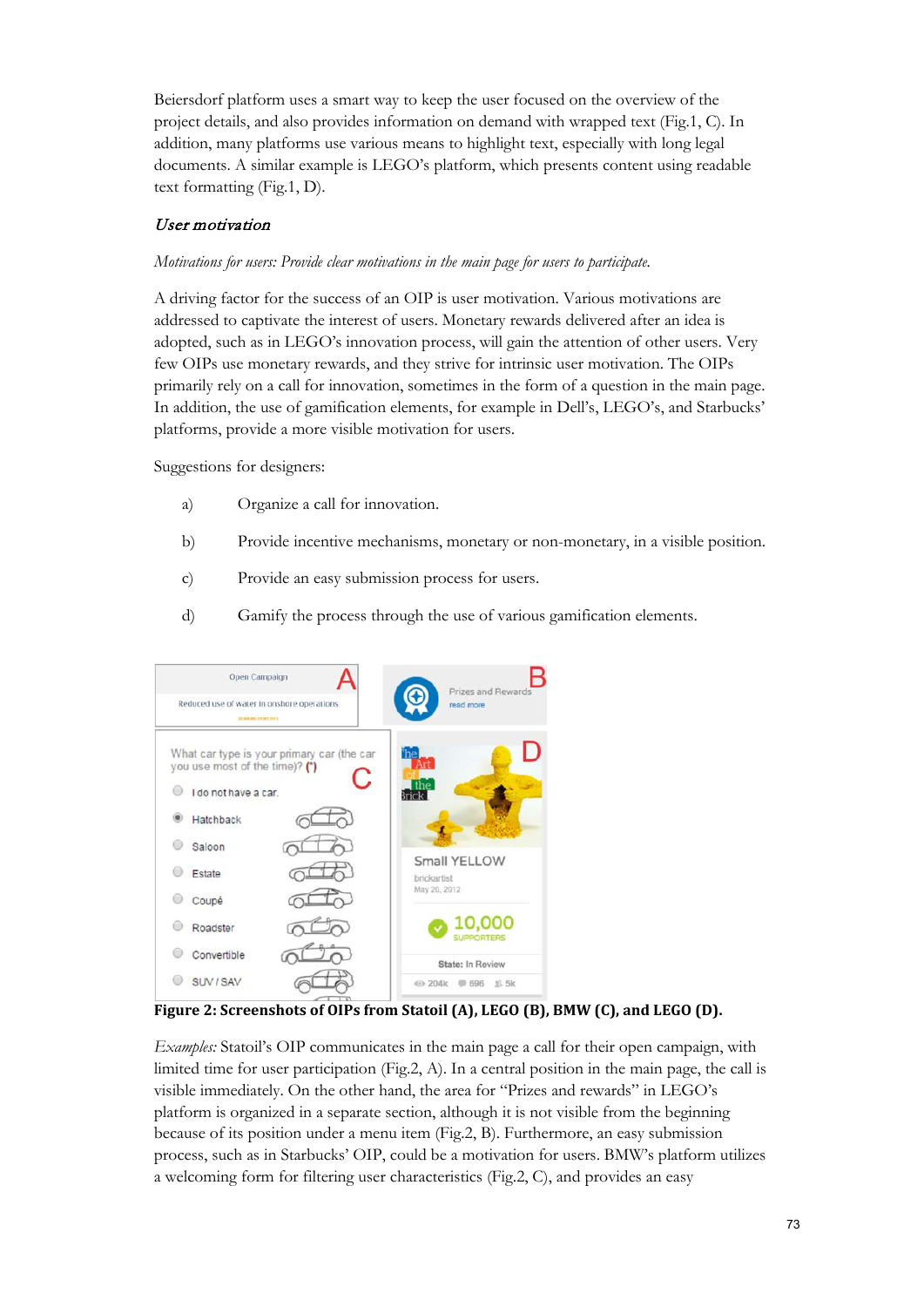Beiersdorf platform uses a smart way to keep the user focused on the overview of the project details, and also provides information on demand with wrapped text (Fig.1, C). In addition, many platforms use various means to highlight text, especially with long legal documents. A similar example is LEGO's platform, which presents content using readable text formatting (Fig.1, D).

### *User motivation*

*Motivations for users: Provide clear motivations in the main page for users to participate.*

A driving factor for the success of an OIP is user motivation. Various motivations are addressed to captivate the interest of users. Monetary rewards delivered after an idea is adopted, such as in LEGO's innovation process, will gain the attention of other users. Very few OIPs use monetary rewards, and they strive for intrinsic user motivation. The OIPs primarily rely on a call for innovation, sometimes in the form of a question in the main page. In addition, the use of gamification elements, for example in Dell's, LEGO's, and Starbucks' platforms, provide a more visible motivation for users.

Suggestions for designers:

a) Organize a call for innovation.

b) Provide incentive mechanisms, monetary or non-monetary, in a visible position.

c) Provide an easy submission process for users.

d) Gamify the process through the use of various gamification elements.

**Figure 2: Screenshots of OIPs from Statoil (A), LEGO (B), BMW (C), and LEGO (D).**

*Examples:* Statoil's OIP communicates in the main page a call for their open campaign, with limited time for user participation (Fig.2, A). In a central position in the main page, the call is visible immediately. On the other hand, the area for "Prizes and rewards" in LEGO's platform is organized in a separate section, although it is not visible from the beginning because of its position under a menu item (Fig.2, B). Furthermore, an easy submission process, such as in Starbucks' OIP, could be a motivation for users. BMW's platform utilizes a welcoming form for filtering user characteristics (Fig.2, C), and provides an easy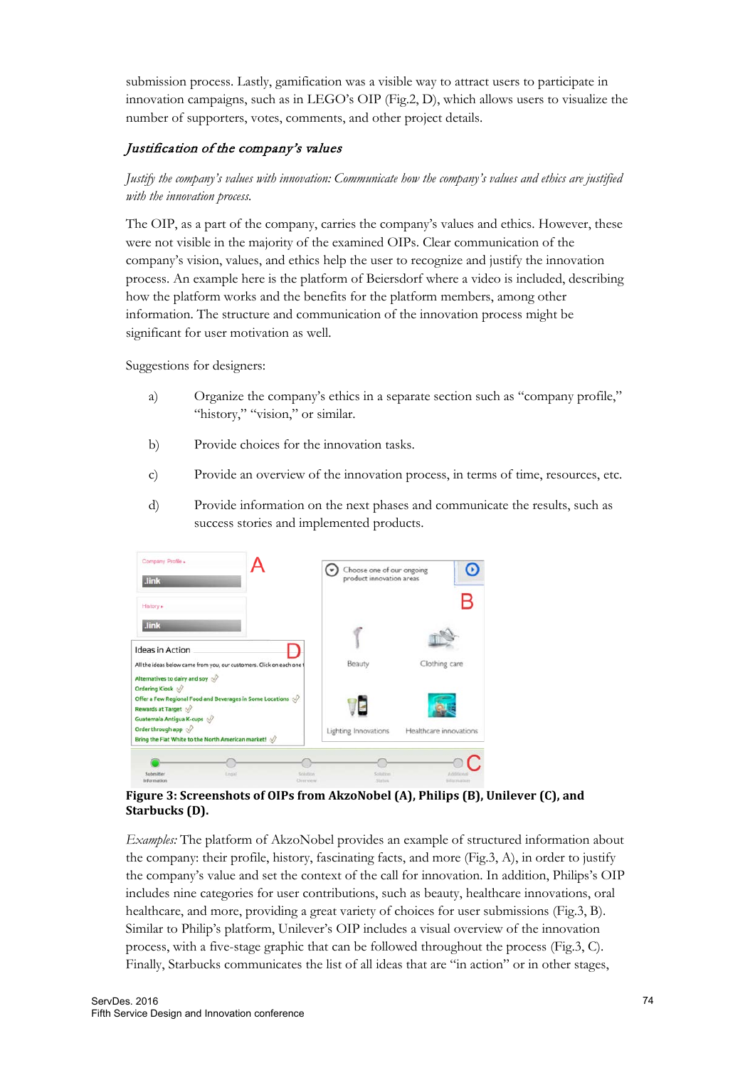submission process. Lastly, gamification was a visible way to attract users to participate in innovation campaigns, such as in LEGO's OIP (Fig.2, D), which allows users to visualize the number of supporters, votes, comments, and other project details.

### *Justification of the company's values*

*Justify the company's values with innovation: Communicate how the company's values and ethics are justified with the innovation process.*

The OIP, as a part of the company, carries the company's values and ethics. However, these were not visible in the majority of the examined OIPs. Clear communication of the company's vision, values, and ethics help the user to recognize and justify the innovation process. An example here is the platform of Beiersdorf where a video is included, describing how the platform works and the benefits for the platform members, among other information. The structure and communication of the innovation process might be significant for user motivation as well.

Suggestions for designers:

a) Organize the company's ethics in a separate section such as "company profile," "history," "vision," or similar.

b) Provide choices for the innovation tasks.

c) Provide an overview of the innovation process, in terms of time, resources, etc.

d) Provide information on the next phases and communicate the results, such as success stories and implemented products.

**Figure 3: Screenshots of OIPs from AkzoNobel (A), Philips (B), Unilever (C), and Starbucks (D).**

*Examples:* The platform of AkzoNobel provides an example of structured information about the company: their profile, history, fascinating facts, and more (Fig.3, A), in order to justify the company's value and set the context of the call for innovation. In addition, Philips's OIP includes nine categories for user contributions, such as beauty, healthcare innovations, oral healthcare, and more, providing a great variety of choices for user submissions (Fig.3, B). Similar to Philip's platform, Unilever's OIP includes a visual overview of the innovation process, with a five-stage graphic that can be followed throughout the process (Fig.3, C). Finally, Starbucks communicates the list of all ideas that are "in action" or in other stages,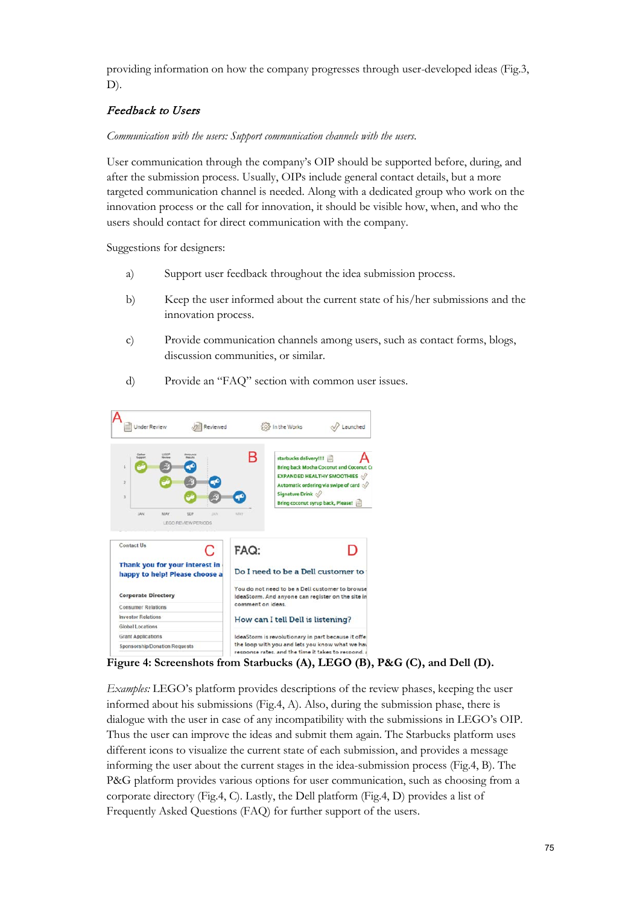providing information on how the company progresses through user-developed ideas (Fig.3, D).

### *Feedback to Users*

*Communication with the users: Support communication channels with the users.*

User communication through the company's OIP should be supported before, during, and after the submission process. Usually, OIPs include general contact details, but a more targeted communication channel is needed. Along with a dedicated group who work on the innovation process or the call for innovation, it should be visible how, when, and who the users should contact for direct communication with the company.

Suggestions for designers:

a) Support user feedback throughout the idea submission process.

b) Keep the user informed about the current state of his/her submissions and the innovation process.

c) Provide communication channels among users, such as contact forms, blogs, discussion communities, or similar.

d) Provide an "FAQ" section with common user issues.

**Figure 4: Screenshots from Starbucks (A), LEGO (B), P&G (C), and Dell (D).**

*Examples:* LEGO's platform provides descriptions of the review phases, keeping the user informed about his submissions (Fig.4, A). Also, during the submission phase, there is dialogue with the user in case of any incompatibility with the submissions in LEGO's OIP. Thus the user can improve the ideas and submit them again. The Starbucks platform uses different icons to visualize the current state of each submission, and provides a message informing the user about the current stages in the idea-submission process (Fig.4, B). The P&G platform provides various options for user communication, such as choosing from a corporate directory (Fig.4, C). Lastly, the Dell platform (Fig.4, D) provides a list of Frequently Asked Questions (FAQ) for further support of the users.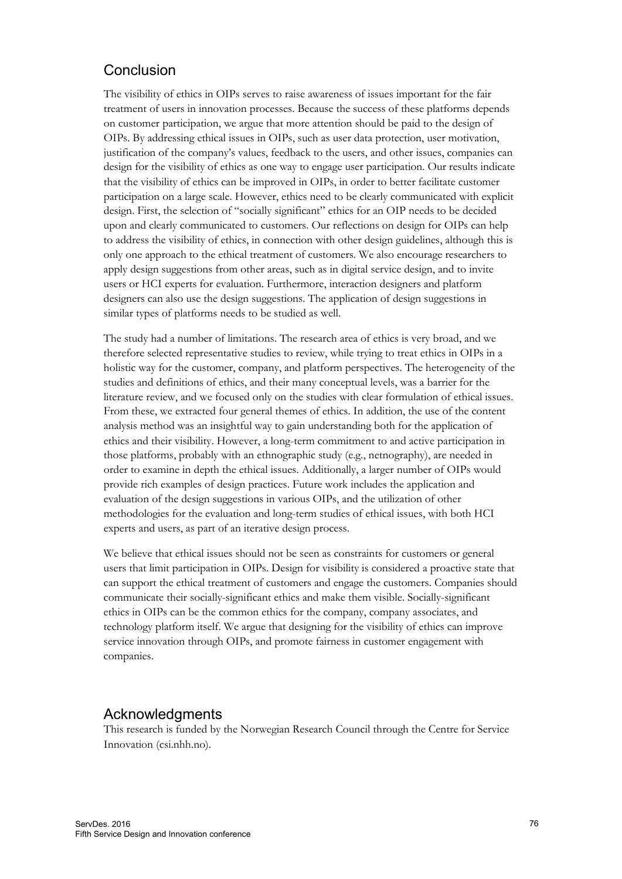## Conclusion

The visibility of ethics in OIPs serves to raise awareness of issues important for the fair treatment of users in innovation processes. Because the success of these platforms depends on customer participation, we argue that more attention should be paid to the design of OIPs. By addressing ethical issues in OIPs, such as user data protection, user motivation, justification of the company's values, feedback to the users, and other issues, companies can design for the visibility of ethics as one way to engage user participation. Our results indicate that the visibility of ethics can be improved in OIPs, in order to better facilitate customer participation on a large scale. However, ethics need to be clearly communicated with explicit design. First, the selection of "socially significant" ethics for an OIP needs to be decided upon and clearly communicated to customers. Our reflections on design for OIPs can help to address the visibility of ethics, in connection with other design guidelines, although this is only one approach to the ethical treatment of customers. We also encourage researchers to apply design suggestions from other areas, such as in digital service design, and to invite users or HCI experts for evaluation. Furthermore, interaction designers and platform designers can also use the design suggestions. The application of design suggestions in similar types of platforms needs to be studied as well.

The study had a number of limitations. The research area of ethics is very broad, and we therefore selected representative studies to review, while trying to treat ethics in OIPs in a holistic way for the customer, company, and platform perspectives. The heterogeneity of the studies and definitions of ethics, and their many conceptual levels, was a barrier for the literature review, and we focused only on the studies with clear formulation of ethical issues. From these, we extracted four general themes of ethics. In addition, the use of the content analysis method was an insightful way to gain understanding both for the application of ethics and their visibility. However, a long-term commitment to and active participation in those platforms, probably with an ethnographic study (e.g., netnography), are needed in order to examine in depth the ethical issues. Additionally, a larger number of OIPs would provide rich examples of design practices. Future work includes the application and evaluation of the design suggestions in various OIPs, and the utilization of other methodologies for the evaluation and long-term studies of ethical issues, with both HCI experts and users, as part of an iterative design process.

We believe that ethical issues should not be seen as constraints for customers or general users that limit participation in OIPs. Design for visibility is considered a proactive state that can support the ethical treatment of customers and engage the customers. Companies should communicate their socially-significant ethics and make them visible. Socially-significant ethics in OIPs can be the common ethics for the company, company associates, and technology platform itself. We argue that designing for the visibility of ethics can improve service innovation through OIPs, and promote fairness in customer engagement with companies.

## Acknowledgments

This research is funded by the Norwegian Research Council through the Centre for Service Innovation (csi.nhh.no).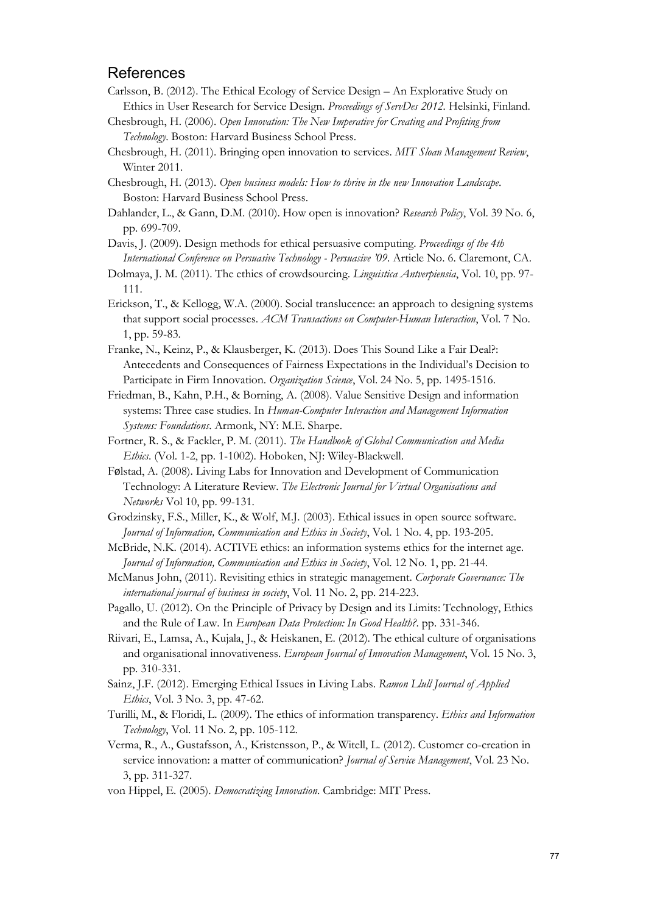## References

Carlsson, B. (2012). The Ethical Ecology of Service Design – An Explorative Study on Ethics in User Research for Service Design. *Proceedings of ServDes 2012.* Helsinki, Finland.

Chesbrough, H. (2006). *Open Innovation: The New Imperative for Creating and Profiting from Technology*. Boston: Harvard Business School Press.

Chesbrough, H. (2011). Bringing open innovation to services. *MIT Sloan Management Review*, Winter 2011.

Chesbrough, H. (2013). *Open business models: How to thrive in the new Innovation Landscape*. Boston: Harvard Business School Press.

Dahlander, L., & Gann, D.M. (2010). How open is innovation? *Research Policy*, Vol. 39 No. 6, pp. 699-709.

Davis, J. (2009). Design methods for ethical persuasive computing. *Proceedings of the 4th International Conference on Persuasive Technology - Persuasive '09*. Article No. 6. Claremont, CA.

Dolmaya, J. M. (2011). The ethics of crowdsourcing. *Linguistica Antverpiensia*, Vol. 10, pp. 97-111.

Erickson, T., & Kellogg, W.A. (2000). Social translucence: an approach to designing systems that support social processes. *ACM Transactions on Computer-Human Interaction*, Vol. 7 No. 1, pp. 59-83.

Franke, N., Keinz, P., & Klausberger, K. (2013). Does This Sound Like a Fair Deal?: Antecedents and Consequences of Fairness Expectations in the Individual's Decision to Participate in Firm Innovation. *Organization Science*, Vol. 24 No. 5, pp. 1495-1516.

Friedman, B., Kahn, P.H., & Borning, A. (2008). Value Sensitive Design and information systems: Three case studies. In *Human-Computer Interaction and Management Information Systems: Foundations*. Armonk, NY: M.E. Sharpe.

Fortner, R. S., & Fackler, P. M. (2011). *The Handbook of Global Communication and Media Ethics*. (Vol. 1-2, pp. 1-1002). Hoboken, NJ: Wiley-Blackwell.

Følstad, A. (2008). Living Labs for Innovation and Development of Communication Technology: A Literature Review. *The Electronic Journal for Virtual Organisations and Networks* Vol 10, pp. 99-131.

Grodzinsky, F.S., Miller, K., & Wolf, M.J. (2003). Ethical issues in open source software. *Journal of Information, Communication and Ethics in Society*, Vol. 1 No. 4, pp. 193-205.

McBride, N.K. (2014). ACTIVE ethics: an information systems ethics for the internet age. *Journal of Information, Communication and Ethics in Society*, Vol. 12 No. 1, pp. 21-44.

McManus John, (2011). Revisiting ethics in strategic management. *Corporate Governance: The international journal of business in society*, Vol. 11 No. 2, pp. 214-223.

Pagallo, U. (2012). On the Principle of Privacy by Design and its Limits: Technology, Ethics and the Rule of Law. In *European Data Protection: In Good Health?*. pp. 331-346.

Riivari, E., Lamsa, A., Kujala, J., & Heiskanen, E. (2012). The ethical culture of organisations and organisational innovativeness. *European Journal of Innovation Management*, Vol. 15 No. 3, pp. 310-331.

Sainz, J.F. (2012). Emerging Ethical Issues in Living Labs. *Ramon Llull Journal of Applied Ethics*, Vol. 3 No. 3, pp. 47-62.

Turilli, M., & Floridi, L. (2009). The ethics of information transparency. *Ethics and Information Technology*, Vol. 11 No. 2, pp. 105-112.

Verma, R., A., Gustafsson, A., Kristensson, P., & Witell, L. (2012). Customer co-creation in service innovation: a matter of communication? *Journal of Service Management*, Vol. 23 No. 3, pp. 311-327.

von Hippel, E. (2005). *Democratizing Innovation*. Cambridge: MIT Press.